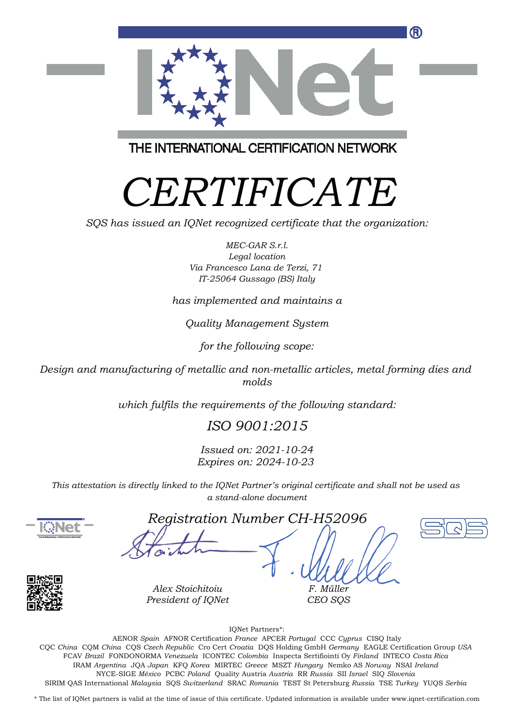THE INTERNATIONAL CERTIFICATION NETWORK

# *CERTIFICATE*

*SQS has issued an IQNet recognized certificate that the organization:*

*MEC-GAR S.r.l.*
*Legal location*
*Via Francesco Lana de Terzi, 71*
*IT-25064 Gussago (BS) Italy*

*has implemented and maintains a*

*Quality Management System*

*for the following scope:*

*Design and manufacturing of metallic and non-metallic articles, metal forming dies and molds*

*which fulfils the requirements of the following standard:*

*ISO 9001:2015*

*Issued on: 2021-10-24*
*Expires on: 2024-10-23*

*This attestation is directly linked to the IQNet Partner's original certificate and shall not be used as a stand-alone document*

*Registration Number CH-H52096*

*Alex Stoichitoiu*
*President of IQNet*

*F. Müller*
*CEO SQS*

IQNet Partners*:

AENOR *Spain* AFNOR Certification *France* APCER *Portugal* CCC *Cyprus* CISQ Italy
CQC *China* CQM *China* CQS *Czech Republic* Cro Cert *Croatia* DQS Holding GmbH *Germany* EAGLE Certification Group *USA*
FCAV *Brazil* FONDONORMA *Venezuela* ICONTEC *Colombia* Inspecta Sertifiointi Oy *Finland* INTECO *Costa Rica*
IRAM *Argentina* JQA *Japan* KFQ *Korea* MIRTEC *Greece* MSZT *Hungary* Nemko AS *Norway* NSAI *Ireland*
NYCE-SIGE *México* PCBC *Poland* Quality Austria *Austria* RR *Russia* SII *Israel* SIQ *Slovenia*
SIRIM QAS International *Malaysia* SQS *Switzerland* SRAC *Romania* TEST St Petersburg *Russia* TSE *Turkey* YUQS *Serbia*

\* The list of IQNet partners is valid at the time of issue of this certificate. Updated information is available under www.iqnet-certification.com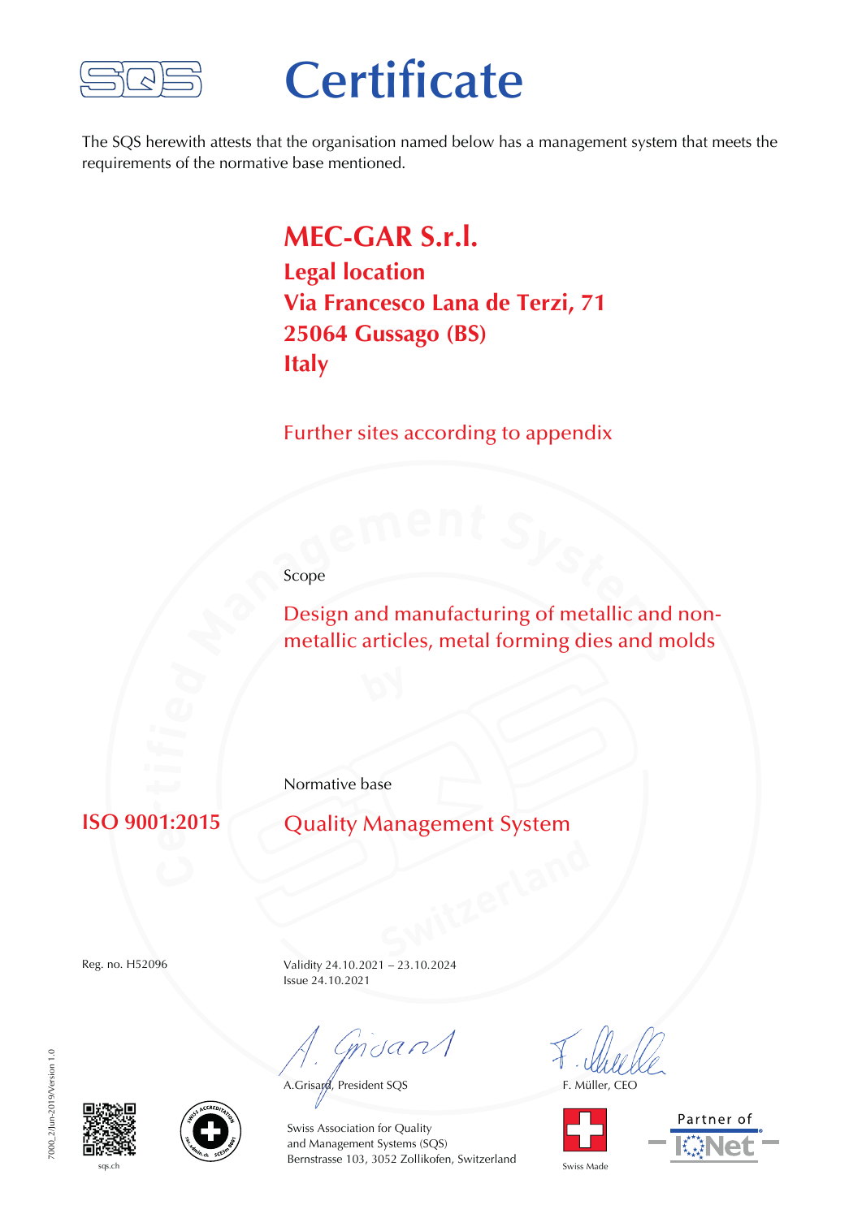# Certificate

The SQS herewith attests that the organisation named below has a management system that meets the requirements of the normative base mentioned.

**MEC-GAR S.r.l.**
**Legal location**
**Via Francesco Lana de Terzi, 71**
**25064 Gussago (BS)**
**Italy**

Further sites according to appendix

Scope

Design and manufacturing of metallic and non-metallic articles, metal forming dies and molds

Normative base

**ISO 9001:2015** Quality Management System

Reg. no. H52096

Validity 24.10.2021 – 23.10.2024
Issue 24.10.2021

A.Grisard, President SQS

F. Müller, CEO

Swiss Association for Quality
and Management Systems (SQS)
Bernstrasse 103, 3052 Zollikofen, Switzerland

sqs.ch

Swiss Made

Partner of IQNet

7000_2/Jun-2019/Version 1.0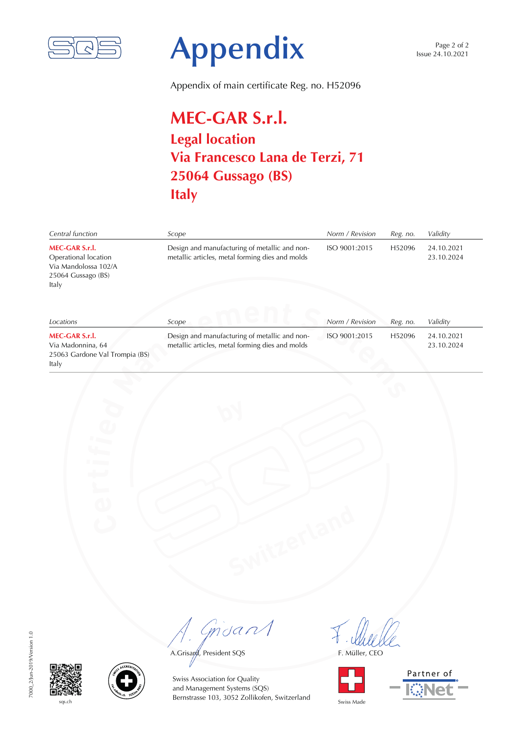# Appendix

Appendix of main certificate Reg. no. H52096

## MEC-GAR S.r.l.

### Legal location
### Via Francesco Lana de Terzi, 71
### 25064 Gussago (BS)
### Italy

| *Central function* | *Scope* | *Norm / Revision* | *Reg. no.* | *Validity* |
|---|---|---|---|---|
| **MEC-GAR S.r.l.** Operational location Via Mandolossa 102/A 25064 Gussago (BS) Italy | Design and manufacturing of metallic and non-metallic articles, metal forming dies and molds | ISO 9001:2015 | H52096 | 24.10.2021 23.10.2024 |

| *Locations* | *Scope* | *Norm / Revision* | *Reg. no.* | *Validity* |
|---|---|---|---|---|
| **MEC-GAR S.r.l.** Via Madonnina, 64 25063 Gardone Val Trompia (BS) Italy | Design and manufacturing of metallic and non-metallic articles, metal forming dies and molds | ISO 9001:2015 | H52096 | 24.10.2021 23.10.2024 |

A.Grisard, President SQS

F. Müller, CEO

Swiss Association for Quality and Management Systems (SQS)
Bernstrasse 103, 3052 Zollikofen, Switzerland

sqs.ch

Swiss Made

Partner of IQNet

7000_2/Jun-2019/Version 1.0